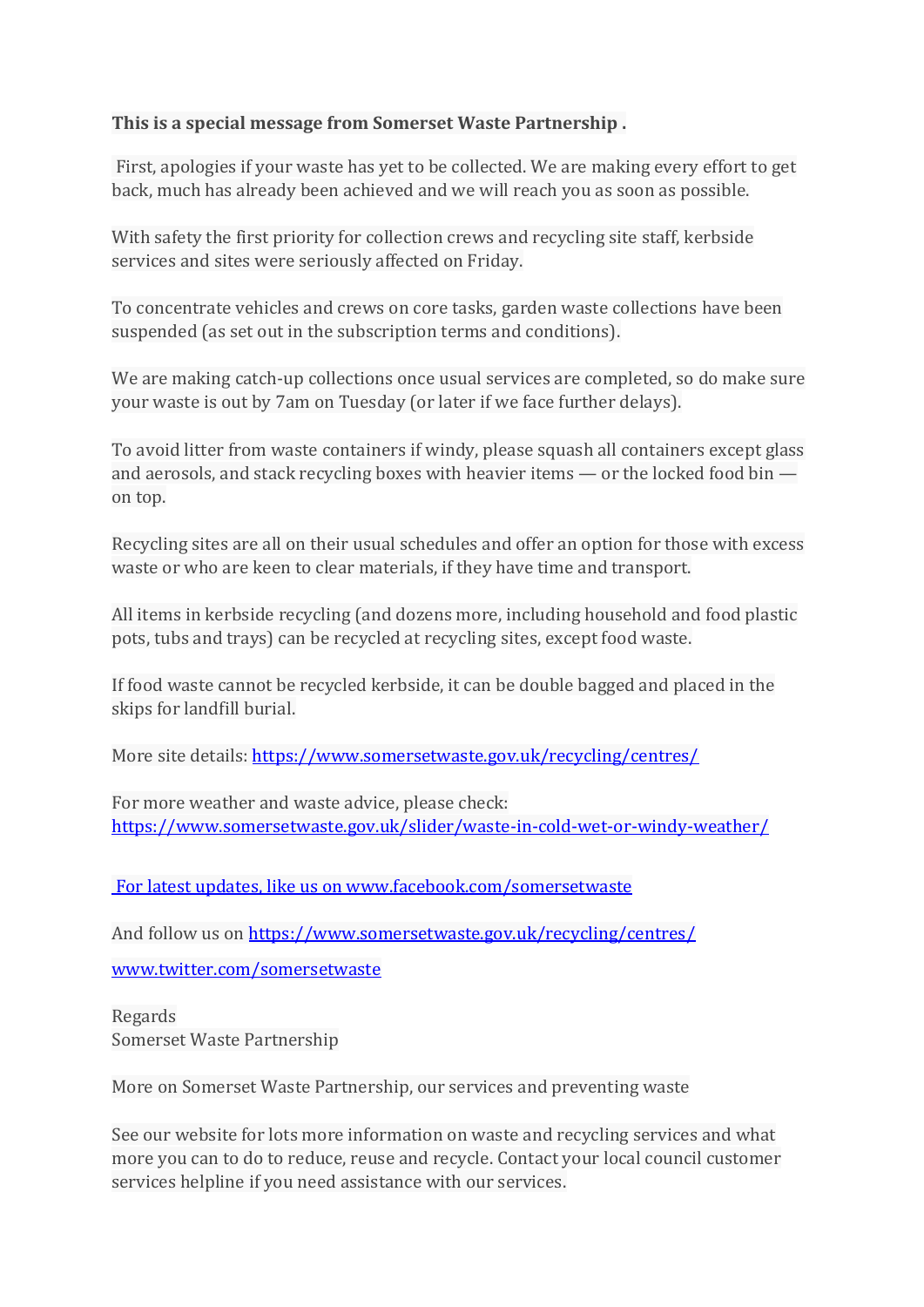**This is a special message from Somerset Waste Partnership .**

First, apologies if your waste has yet to be collected. We are making every effort to get back, much has already been achieved and we will reach you as soon as possible.

With safety the first priority for collection crews and recycling site staff, kerbside services and sites were seriously affected on Friday.

To concentrate vehicles and crews on core tasks, garden waste collections have been suspended (as set out in the subscription terms and conditions).

We are making catch-up collections once usual services are completed, so do make sure your waste is out by 7am on Tuesday (or later if we face further delays).

To avoid litter from waste containers if windy, please squash all containers except glass and aerosols, and stack recycling boxes with heavier items — or the locked food bin — on top.

Recycling sites are all on their usual schedules and offer an option for those with excess waste or who are keen to clear materials, if they have time and transport.

All items in kerbside recycling (and dozens more, including household and food plastic pots, tubs and trays) can be recycled at recycling sites, except food waste.

If food waste cannot be recycled kerbside, it can be double bagged and placed in the skips for landfill burial.

More site details: [https://www.somersetwaste.gov.uk/recycling/centres/](https://www.somersetwaste.gov.uk/recycling/centres/)

For more weather and waste advice, please check:
[https://www.somersetwaste.gov.uk/slider/waste-in-cold-wet-or-windy-weather/](https://www.somersetwaste.gov.uk/slider/waste-in-cold-wet-or-windy-weather/)

[For latest updates, like us on www.facebook.com/somersetwaste](http://www.facebook.com/somersetwaste)

And follow us on [https://www.somersetwaste.gov.uk/recycling/centres/](https://www.somersetwaste.gov.uk/recycling/centres/)

[www.twitter.com/somersetwaste](http://www.twitter.com/somersetwaste)

Regards
Somerset Waste Partnership

More on Somerset Waste Partnership, our services and preventing waste

See our website for lots more information on waste and recycling services and what more you can to do to reduce, reuse and recycle. Contact your local council customer services helpline if you need assistance with our services.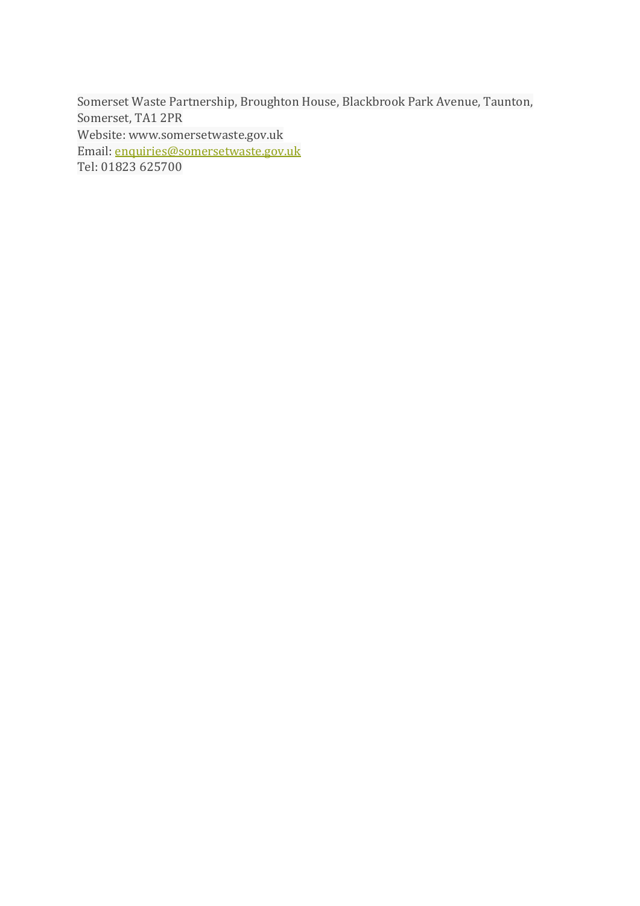Somerset Waste Partnership, Broughton House, Blackbrook Park Avenue, Taunton, Somerset, TA1 2PR
Website: www.somersetwaste.gov.uk
Email: enquiries@somersetwaste.gov.uk
Tel: 01823 625700